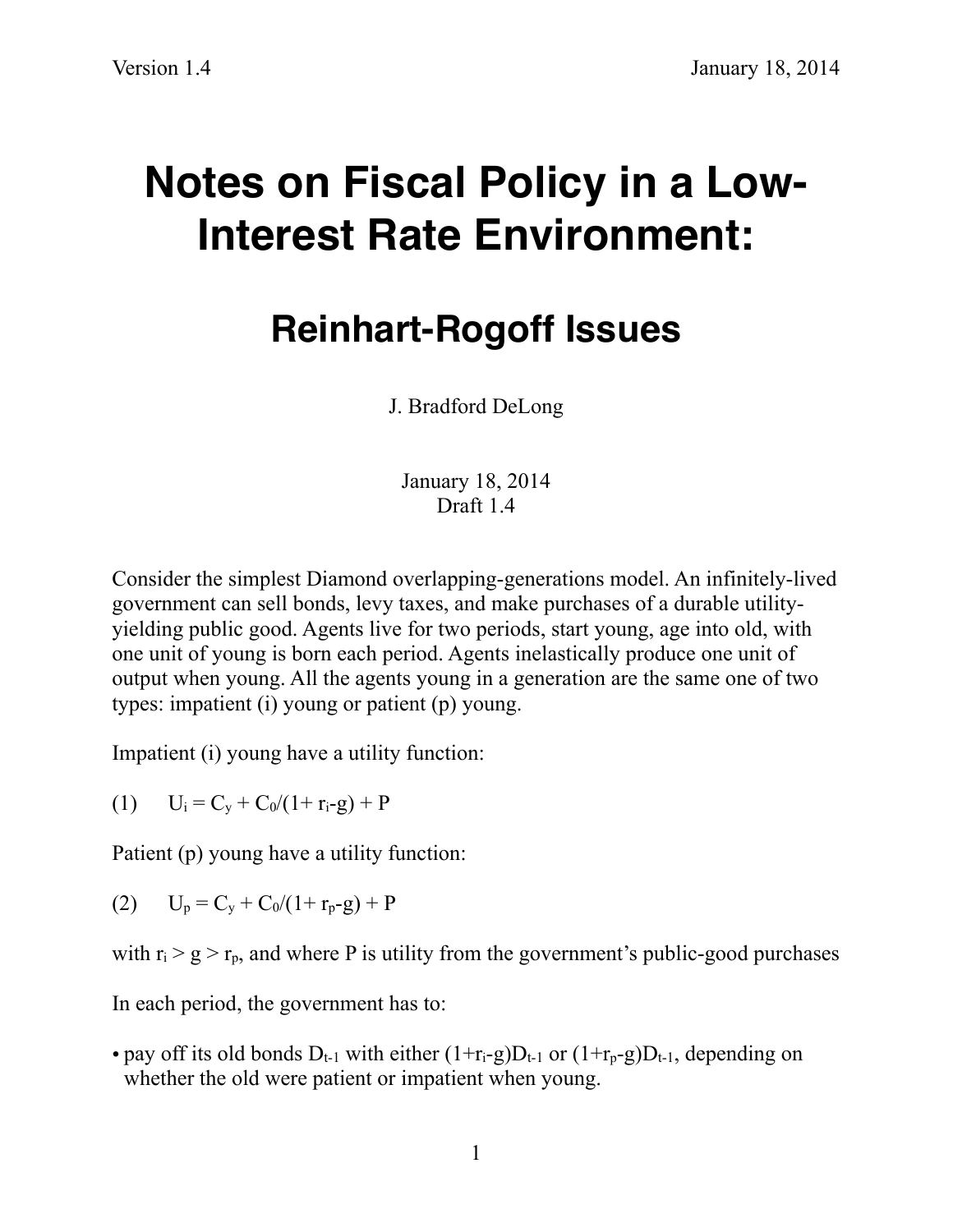# Notes on Fiscal Policy in a Low-Interest Rate Environment:

## Reinhart-Rogoff Issues

J. Bradford DeLong

January 18, 2014
Draft 1.4

Consider the simplest Diamond overlapping-generations model. An infinitely-lived government can sell bonds, levy taxes, and make purchases of a durable utility-yielding public good. Agents live for two periods, start young, age into old, with one unit of young is born each period. Agents inelastically produce one unit of output when young. All the agents young in a generation are the same one of two types: impatient (i) young or patient (p) young.

Impatient (i) young have a utility function:

$$(1) \quad U_i = C_y + C_0/(1+ r_i-g) + P$$

Patient (p) young have a utility function:

$$(2) \quad U_p = C_y + C_0/(1+ r_p-g) + P$$

with $r_i > g > r_p$, and where P is utility from the government's public-good purchases

In each period, the government has to:

- pay off its old bonds $D_{t-1}$ with either $(1+r_i-g)D_{t-1}$ or $(1+r_p-g)D_{t-1}$, depending on whether the old were patient or impatient when young.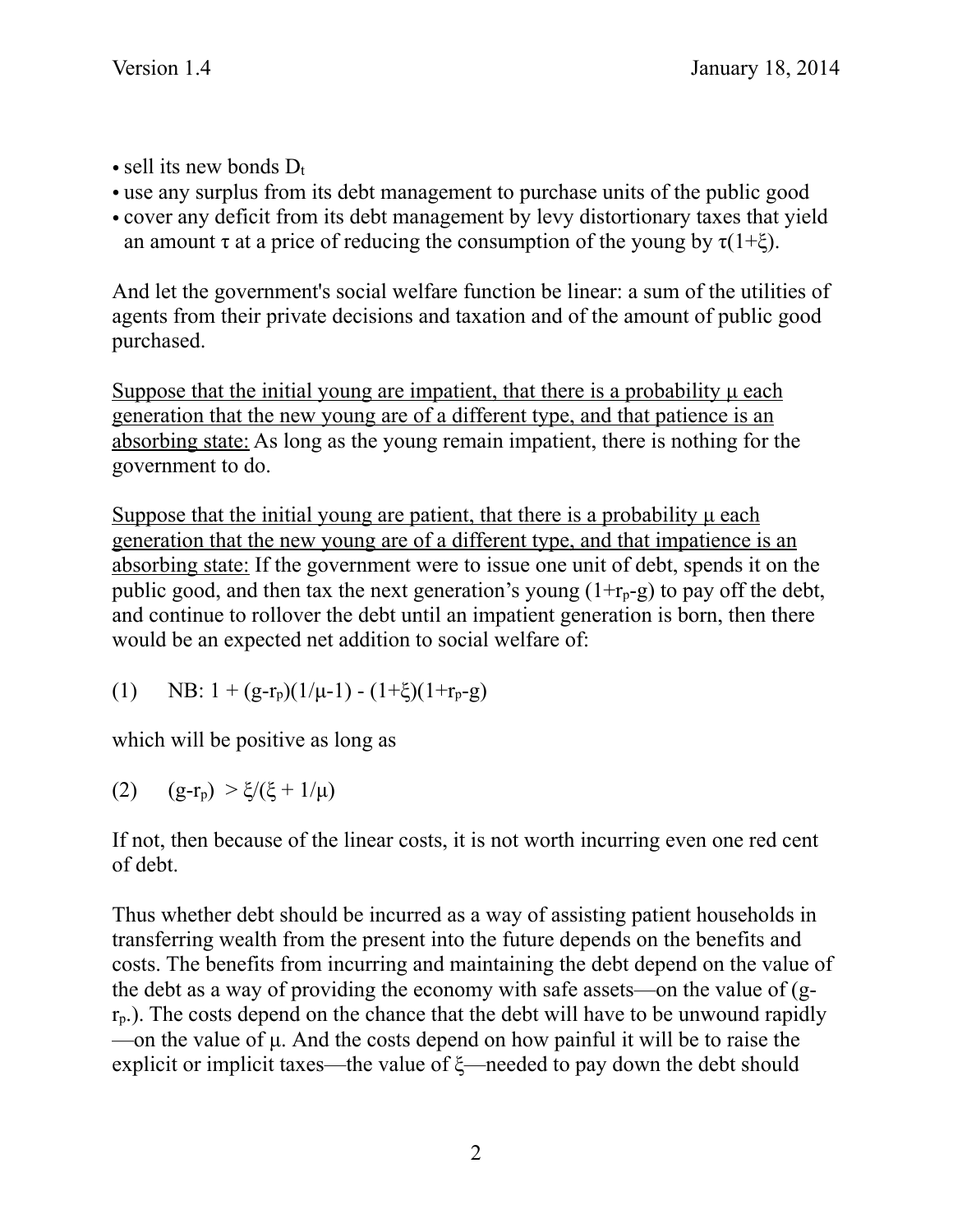- sell its new bonds $D_t$
- use any surplus from its debt management to purchase units of the public good
- cover any deficit from its debt management by levy distortionary taxes that yield an amount $\tau$ at a price of reducing the consumption of the young by $\tau(1+\xi)$.

And let the government's social welfare function be linear: a sum of the utilities of agents from their private decisions and taxation and of the amount of public good purchased.

<u>Suppose that the initial young are impatient, that there is a probability $\mu$ each generation that the new young are of a different type, and that patience is an absorbing state:</u> As long as the young remain impatient, there is nothing for the government to do.

<u>Suppose that the initial young are patient, that there is a probability $\mu$ each generation that the new young are of a different type, and that impatience is an absorbing state:</u> If the government were to issue one unit of debt, spends it on the public good, and then tax the next generation's young $(1+r_p-g)$ to pay off the debt, and continue to rollover the debt until an impatient generation is born, then there would be an expected net addition to social welfare of:

$$(1) \qquad \text{NB: } 1 + (g-r_p)(1/\mu-1) - (1+\xi)(1+r_p-g)$$

which will be positive as long as

$$(2) \qquad (g-r_p) > \xi/(\xi + 1/\mu)$$

If not, then because of the linear costs, it is not worth incurring even one red cent of debt.

Thus whether debt should be incurred as a way of assisting patient households in transferring wealth from the present into the future depends on the benefits and costs. The benefits from incurring and maintaining the debt depend on the value of the debt as a way of providing the economy with safe assets—on the value of $(g-r_p)$. The costs depend on the chance that the debt will have to be unwound rapidly—on the value of $\mu$. And the costs depend on how painful it will be to raise the explicit or implicit taxes—the value of $\xi$—needed to pay down the debt should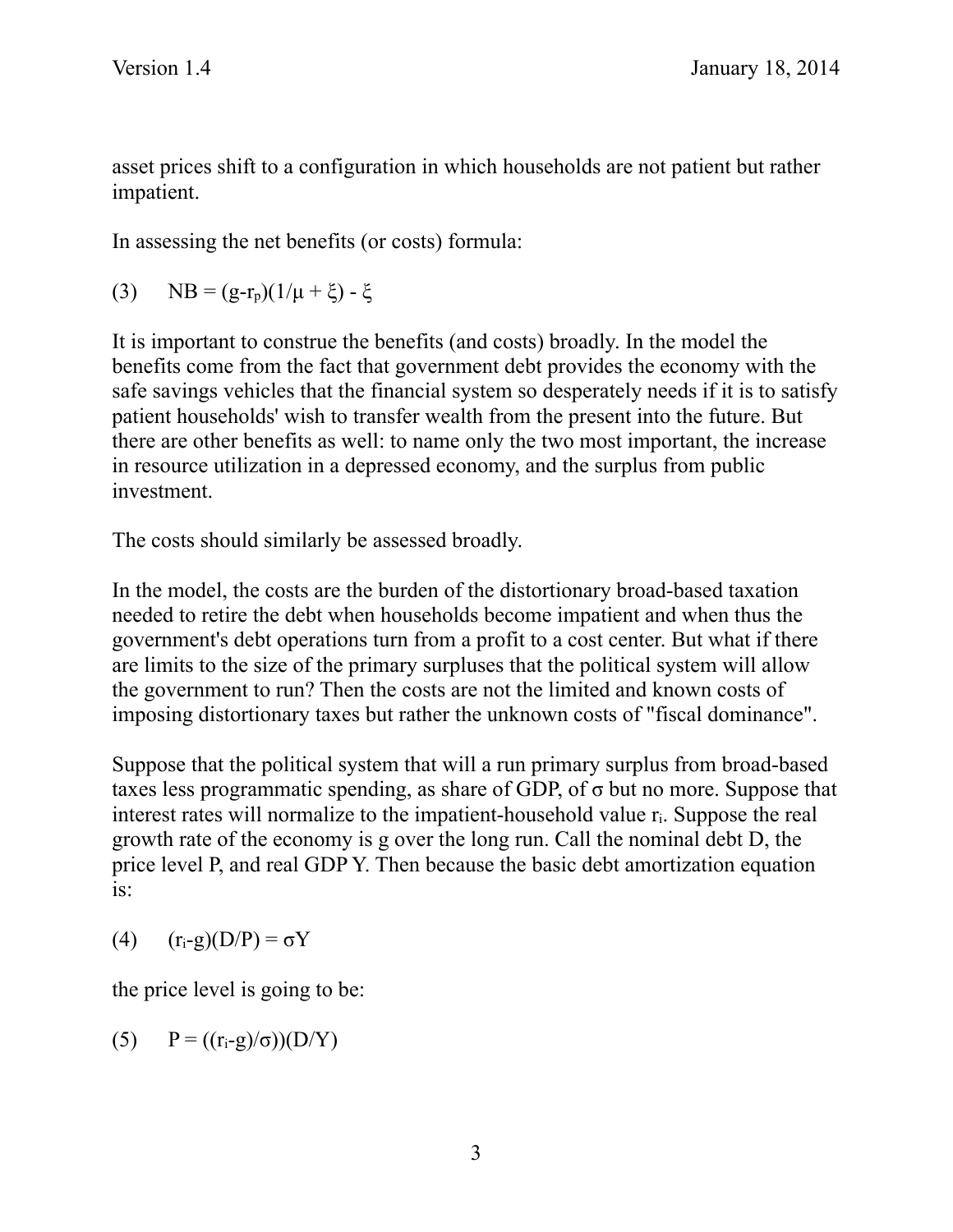asset prices shift to a configuration in which households are not patient but rather impatient.

In assessing the net benefits (or costs) formula:

$$(3) \qquad NB = (g-r_p)(1/\mu + \xi) - \xi$$

It is important to construe the benefits (and costs) broadly. In the model the benefits come from the fact that government debt provides the economy with the safe savings vehicles that the financial system so desperately needs if it is to satisfy patient households' wish to transfer wealth from the present into the future. But there are other benefits as well: to name only the two most important, the increase in resource utilization in a depressed economy, and the surplus from public investment.

The costs should similarly be assessed broadly.

In the model, the costs are the burden of the distortionary broad-based taxation needed to retire the debt when households become impatient and when thus the government's debt operations turn from a profit to a cost center. But what if there are limits to the size of the primary surpluses that the political system will allow the government to run? Then the costs are not the limited and known costs of imposing distortionary taxes but rather the unknown costs of "fiscal dominance".

Suppose that the political system that will a run primary surplus from broad-based taxes less programmatic spending, as share of GDP, of $\sigma$ but no more. Suppose that interest rates will normalize to the impatient-household value $r_i$. Suppose the real growth rate of the economy is g over the long run. Call the nominal debt D, the price level P, and real GDP Y. Then because the basic debt amortization equation is:

$$(4) \qquad (r_i-g)(D/P) = \sigma Y$$

the price level is going to be:

$$(5) \qquad P = ((r_i-g)/\sigma))(D/Y)$$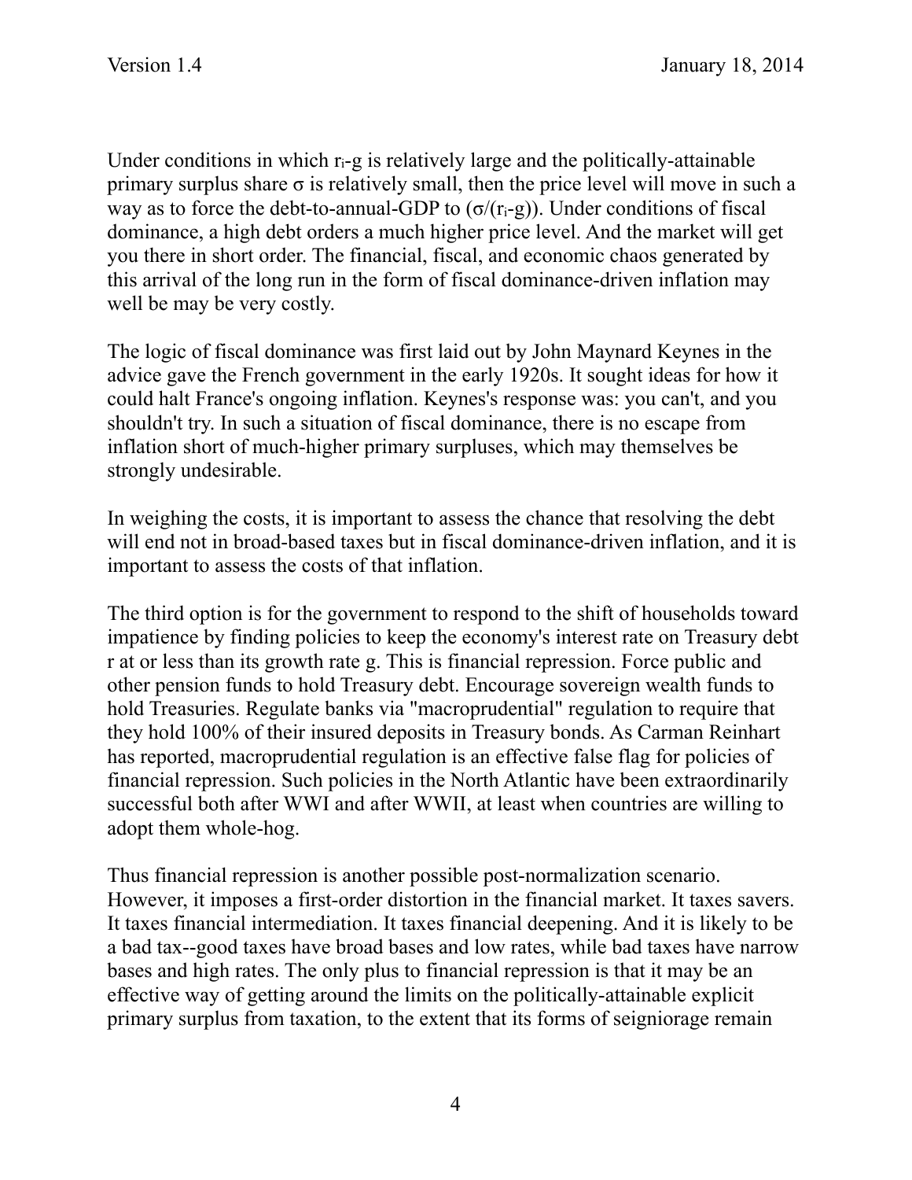Under conditions in which $r_i$-g is relatively large and the politically-attainable primary surplus share $\sigma$ is relatively small, then the price level will move in such a way as to force the debt-to-annual-GDP to $(\sigma/(r_i-g))$. Under conditions of fiscal dominance, a high debt orders a much higher price level. And the market will get you there in short order. The financial, fiscal, and economic chaos generated by this arrival of the long run in the form of fiscal dominance-driven inflation may well be may be very costly.

The logic of fiscal dominance was first laid out by John Maynard Keynes in the advice gave the French government in the early 1920s. It sought ideas for how it could halt France's ongoing inflation. Keynes's response was: you can't, and you shouldn't try. In such a situation of fiscal dominance, there is no escape from inflation short of much-higher primary surpluses, which may themselves be strongly undesirable.

In weighing the costs, it is important to assess the chance that resolving the debt will end not in broad-based taxes but in fiscal dominance-driven inflation, and it is important to assess the costs of that inflation.

The third option is for the government to respond to the shift of households toward impatience by finding policies to keep the economy's interest rate on Treasury debt r at or less than its growth rate g. This is financial repression. Force public and other pension funds to hold Treasury debt. Encourage sovereign wealth funds to hold Treasuries. Regulate banks via "macroprudential" regulation to require that they hold 100% of their insured deposits in Treasury bonds. As Carman Reinhart has reported, macroprudential regulation is an effective false flag for policies of financial repression. Such policies in the North Atlantic have been extraordinarily successful both after WWI and after WWII, at least when countries are willing to adopt them whole-hog.

Thus financial repression is another possible post-normalization scenario. However, it imposes a first-order distortion in the financial market. It taxes savers. It taxes financial intermediation. It taxes financial deepening. And it is likely to be a bad tax--good taxes have broad bases and low rates, while bad taxes have narrow bases and high rates. The only plus to financial repression is that it may be an effective way of getting around the limits on the politically-attainable explicit primary surplus from taxation, to the extent that its forms of seigniorage remain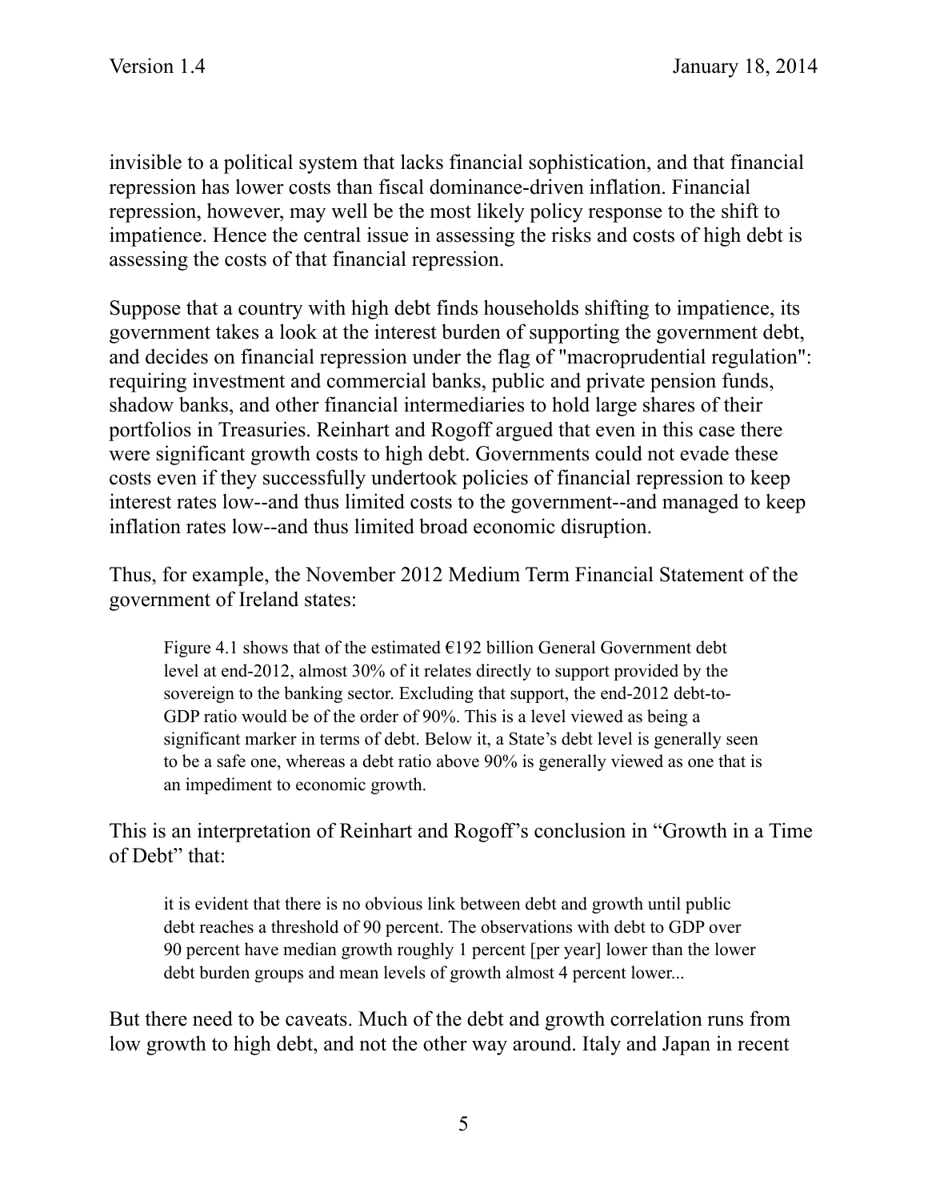invisible to a political system that lacks financial sophistication, and that financial repression has lower costs than fiscal dominance-driven inflation. Financial repression, however, may well be the most likely policy response to the shift to impatience. Hence the central issue in assessing the risks and costs of high debt is assessing the costs of that financial repression.

Suppose that a country with high debt finds households shifting to impatience, its government takes a look at the interest burden of supporting the government debt, and decides on financial repression under the flag of "macroprudential regulation": requiring investment and commercial banks, public and private pension funds, shadow banks, and other financial intermediaries to hold large shares of their portfolios in Treasuries. Reinhart and Rogoff argued that even in this case there were significant growth costs to high debt. Governments could not evade these costs even if they successfully undertook policies of financial repression to keep interest rates low--and thus limited costs to the government--and managed to keep inflation rates low--and thus limited broad economic disruption.

Thus, for example, the November 2012 Medium Term Financial Statement of the government of Ireland states:

> Figure 4.1 shows that of the estimated €192 billion General Government debt level at end-2012, almost 30% of it relates directly to support provided by the sovereign to the banking sector. Excluding that support, the end-2012 debt-to-GDP ratio would be of the order of 90%. This is a level viewed as being a significant marker in terms of debt. Below it, a State's debt level is generally seen to be a safe one, whereas a debt ratio above 90% is generally viewed as one that is an impediment to economic growth.

This is an interpretation of Reinhart and Rogoff's conclusion in "Growth in a Time of Debt" that:

> it is evident that there is no obvious link between debt and growth until public debt reaches a threshold of 90 percent. The observations with debt to GDP over 90 percent have median growth roughly 1 percent [per year] lower than the lower debt burden groups and mean levels of growth almost 4 percent lower...

But there need to be caveats. Much of the debt and growth correlation runs from low growth to high debt, and not the other way around. Italy and Japan in recent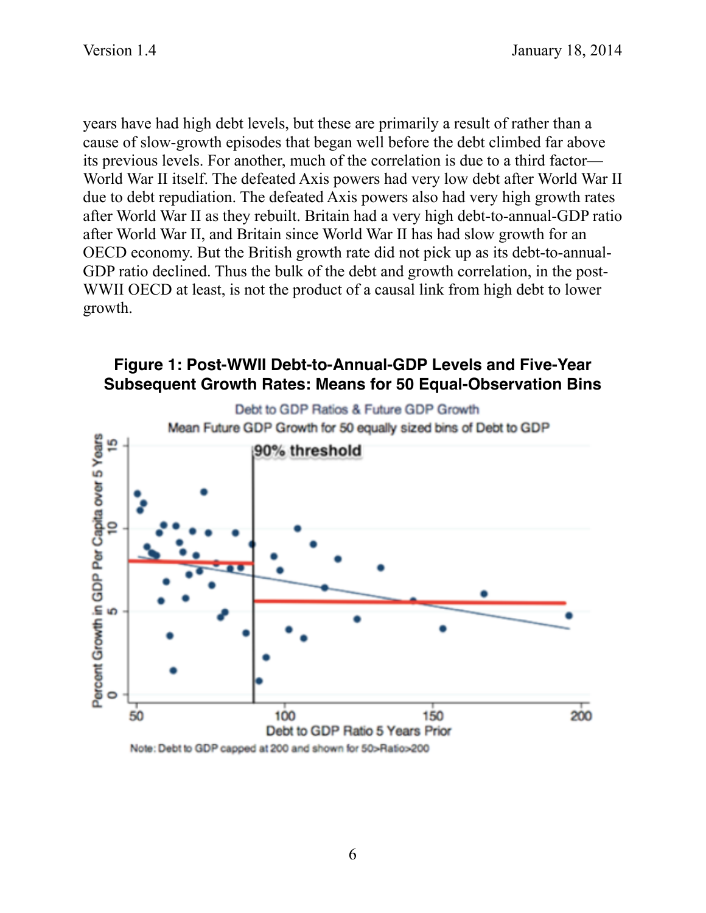years have had high debt levels, but these are primarily a result of rather than a cause of slow-growth episodes that began well before the debt climbed far above its previous levels. For another, much of the correlation is due to a third factor—World War II itself. The defeated Axis powers had very low debt after World War II due to debt repudiation. The defeated Axis powers also had very high growth rates after World War II as they rebuilt. Britain had a very high debt-to-annual-GDP ratio after World War II, and Britain since World War II has had slow growth for an OECD economy. But the British growth rate did not pick up as its debt-to-annual-GDP ratio declined. Thus the bulk of the debt and growth correlation, in the post-WWII OECD at least, is not the product of a causal link from high debt to lower growth.

**Figure 1: Post-WWII Debt-to-Annual-GDP Levels and Five-Year Subsequent Growth Rates: Means for 50 Equal-Observation Bins**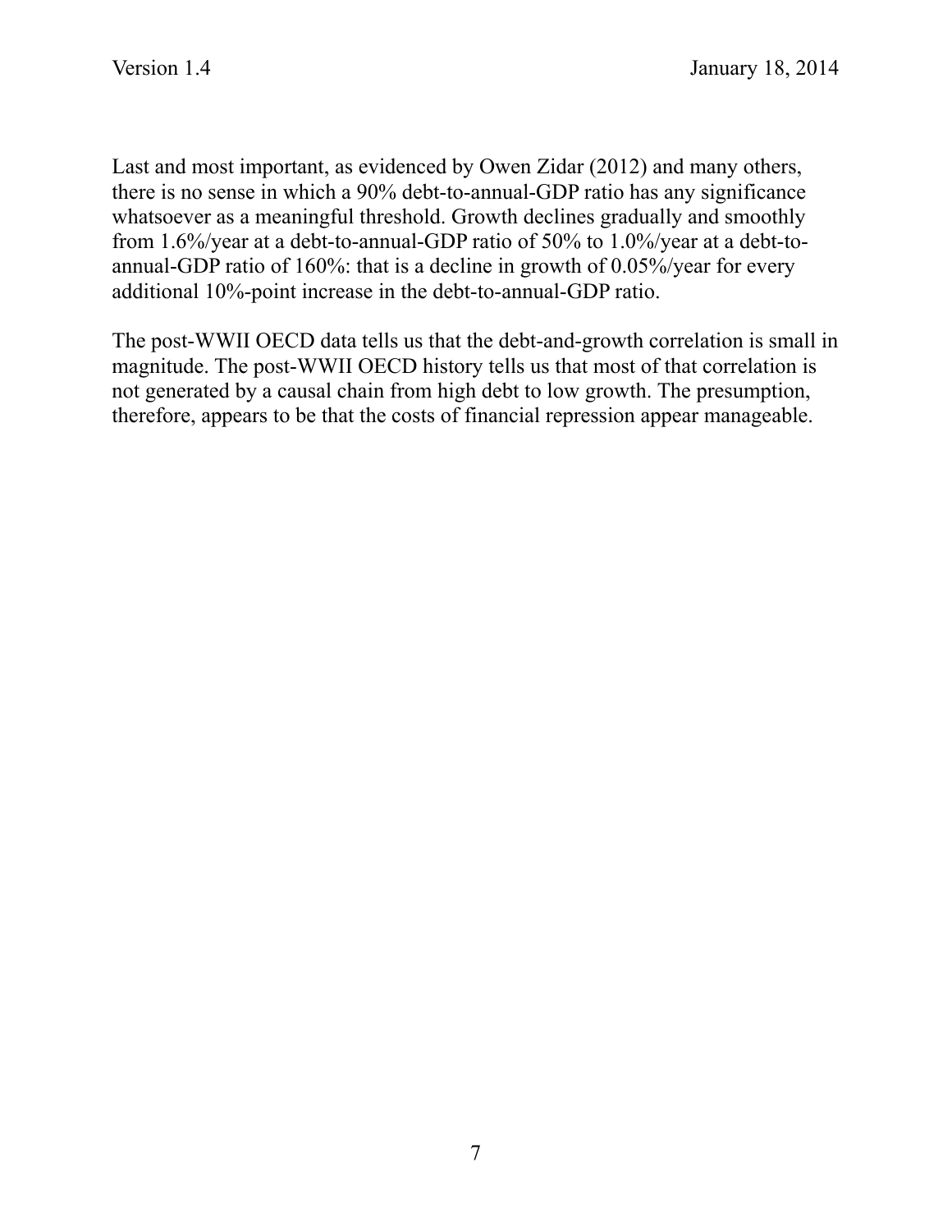Last and most important, as evidenced by Owen Zidar (2012) and many others, there is no sense in which a 90% debt-to-annual-GDP ratio has any significance whatsoever as a meaningful threshold. Growth declines gradually and smoothly from 1.6%/year at a debt-to-annual-GDP ratio of 50% to 1.0%/year at a debt-to-annual-GDP ratio of 160%: that is a decline in growth of 0.05%/year for every additional 10%-point increase in the debt-to-annual-GDP ratio.

The post-WWII OECD data tells us that the debt-and-growth correlation is small in magnitude. The post-WWII OECD history tells us that most of that correlation is not generated by a causal chain from high debt to low growth. The presumption, therefore, appears to be that the costs of financial repression appear manageable.